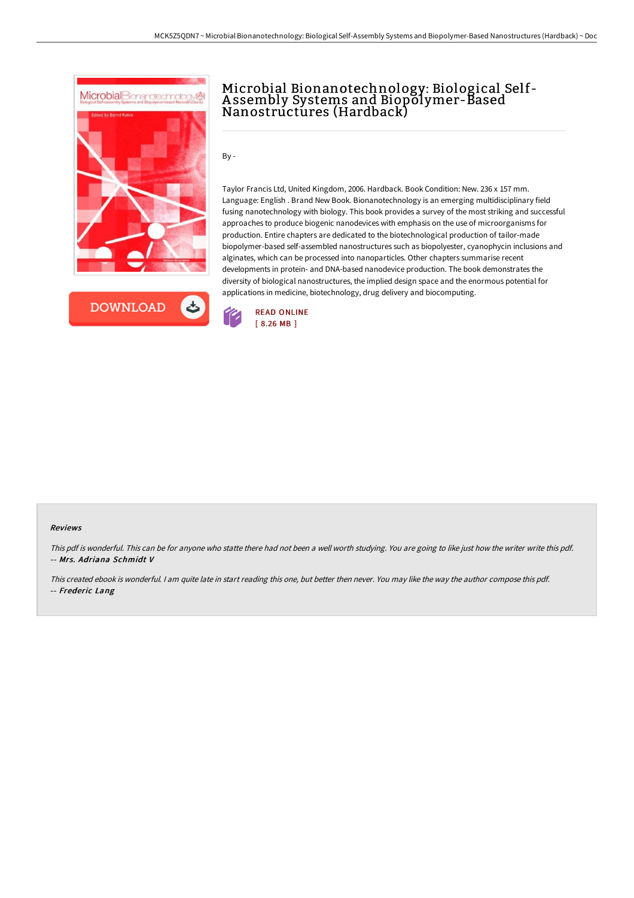# Microbial Bionanotechnology: Biological Self-Assembly Systems and Biopolymer-Based Nanostructures (Hardback)

By -

Taylor Francis Ltd, United Kingdom, 2006. Hardback. Book Condition: New. 236 x 157 mm. Language: English . Brand New Book. Bionanotechnology is an emerging multidisciplinary field fusing nanotechnology with biology. This book provides a survey of the most striking and successful approaches to produce biogenic nanodevices with emphasis on the use of microorganisms for production. Entire chapters are dedicated to the biotechnological production of tailor-made biopolymer-based self-assembled nanostructures such as biopolyester, cyanophycin inclusions and alginates, which can be processed into nanoparticles. Other chapters summarise recent developments in protein- and DNA-based nanodevice production. The book demonstrates the diversity of biological nanostructures, the implied design space and the enormous potential for applications in medicine, biotechnology, drug delivery and biocomputing.

DOWNLOAD

READ ONLINE
[ 8.26 MB ]

### Reviews

*This pdf is wonderful. This can be for anyone who statte there had not been a well worth studying. You are going to like just how the writer write this pdf.*
*-- Mrs. Adriana Schmidt V*

*This created ebook is wonderful. I am quite late in start reading this one, but better then never. You may like the way the author compose this pdf.*
*-- Frederic Lang*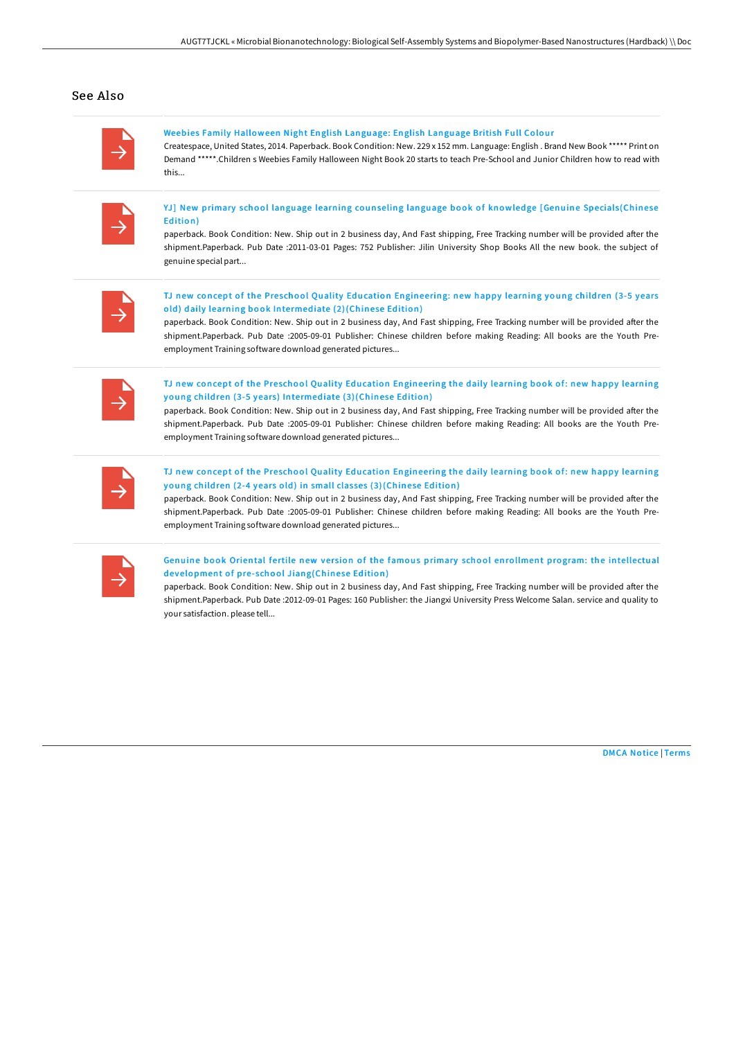## See Also

**Weebies Family Halloween Night English Language: English Language British Full Colour**

Createspace, United States, 2014. Paperback. Book Condition: New. 229 x 152 mm. Language: English . Brand New Book ***** Print on Demand *****.Children s Weebies Family Halloween Night Book 20 starts to teach Pre-School and Junior Children how to read with this...

**YJ] New primary school language learning counseling language book of knowledge [Genuine Specials(Chinese Edition)**

paperback. Book Condition: New. Ship out in 2 business day, And Fast shipping, Free Tracking number will be provided after the shipment.Paperback. Pub Date :2011-03-01 Pages: 752 Publisher: Jilin University Shop Books All the new book. the subject of genuine special part...

**TJ new concept of the Preschool Quality Education Engineering: new happy learning young children (3-5 years old) daily learning book Intermediate (2)(Chinese Edition)**

paperback. Book Condition: New. Ship out in 2 business day, And Fast shipping, Free Tracking number will be provided after the shipment.Paperback. Pub Date :2005-09-01 Publisher: Chinese children before making Reading: All books are the Youth Pre-employment Training software download generated pictures...

**TJ new concept of the Preschool Quality Education Engineering the daily learning book of: new happy learning young children (3-5 years) Intermediate (3)(Chinese Edition)**

paperback. Book Condition: New. Ship out in 2 business day, And Fast shipping, Free Tracking number will be provided after the shipment.Paperback. Pub Date :2005-09-01 Publisher: Chinese children before making Reading: All books are the Youth Pre-employment Training software download generated pictures...

**TJ new concept of the Preschool Quality Education Engineering the daily learning book of: new happy learning young children (2-4 years old) in small classes (3)(Chinese Edition)**

paperback. Book Condition: New. Ship out in 2 business day, And Fast shipping, Free Tracking number will be provided after the shipment.Paperback. Pub Date :2005-09-01 Publisher: Chinese children before making Reading: All books are the Youth Pre-employment Training software download generated pictures...

**Genuine book Oriental fertile new version of the famous primary school enrollment program: the intellectual development of pre-school Jiang(Chinese Edition)**

paperback. Book Condition: New. Ship out in 2 business day, And Fast shipping, Free Tracking number will be provided after the shipment.Paperback. Pub Date :2012-09-01 Pages: 160 Publisher: the Jiangxi University Press Welcome Salan. service and quality to your satisfaction. please tell...